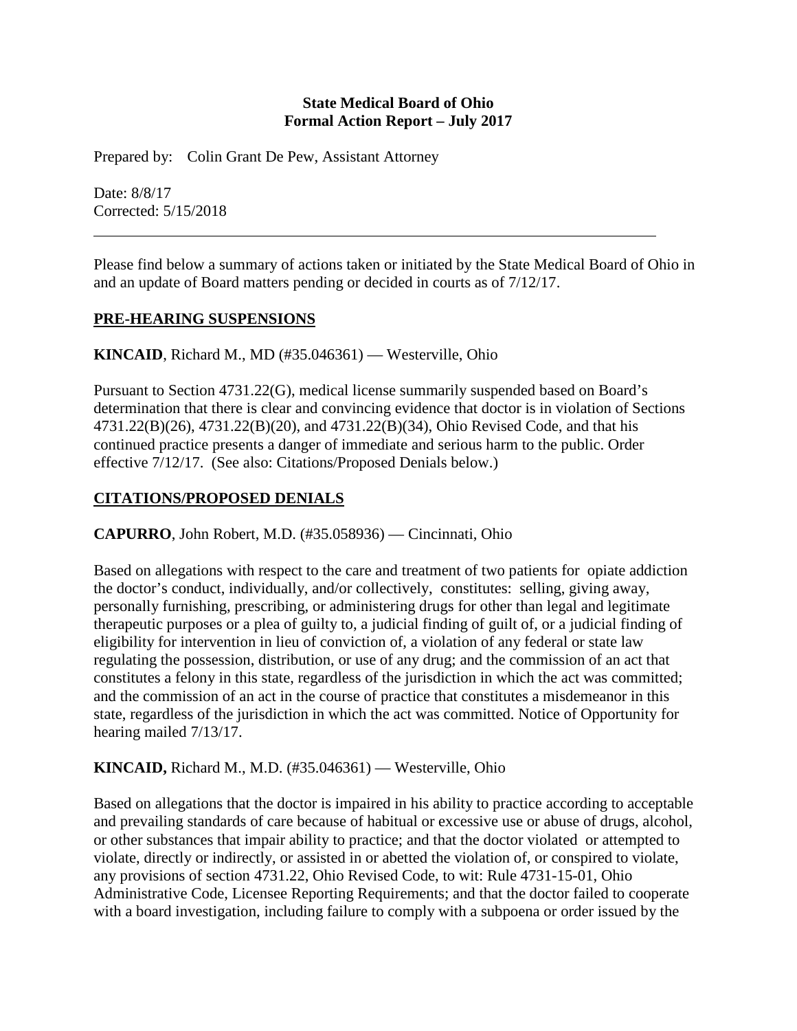**State Medical Board of Ohio**
**Formal Action Report – July 2017**

Prepared by: Colin Grant De Pew, Assistant Attorney

Date: 8/8/17
Corrected: 5/15/2018

---

Please find below a summary of actions taken or initiated by the State Medical Board of Ohio in and an update of Board matters pending or decided in courts as of 7/12/17.

## PRE-HEARING SUSPENSIONS

**KINCAID**, Richard M., MD (#35.046361) — Westerville, Ohio

Pursuant to Section 4731.22(G), medical license summarily suspended based on Board's determination that there is clear and convincing evidence that doctor is in violation of Sections 4731.22(B)(26), 4731.22(B)(20), and 4731.22(B)(34), Ohio Revised Code, and that his continued practice presents a danger of immediate and serious harm to the public. Order effective 7/12/17. (See also: Citations/Proposed Denials below.)

## CITATIONS/PROPOSED DENIALS

**CAPURRO**, John Robert, M.D. (#35.058936) — Cincinnati, Ohio

Based on allegations with respect to the care and treatment of two patients for opiate addiction the doctor's conduct, individually, and/or collectively, constitutes: selling, giving away, personally furnishing, prescribing, or administering drugs for other than legal and legitimate therapeutic purposes or a plea of guilty to, a judicial finding of guilt of, or a judicial finding of eligibility for intervention in lieu of conviction of, a violation of any federal or state law regulating the possession, distribution, or use of any drug; and the commission of an act that constitutes a felony in this state, regardless of the jurisdiction in which the act was committed; and the commission of an act in the course of practice that constitutes a misdemeanor in this state, regardless of the jurisdiction in which the act was committed. Notice of Opportunity for hearing mailed 7/13/17.

**KINCAID,** Richard M., M.D. (#35.046361) — Westerville, Ohio

Based on allegations that the doctor is impaired in his ability to practice according to acceptable and prevailing standards of care because of habitual or excessive use or abuse of drugs, alcohol, or other substances that impair ability to practice; and that the doctor violated or attempted to violate, directly or indirectly, or assisted in or abetted the violation of, or conspired to violate, any provisions of section 4731.22, Ohio Revised Code, to wit: Rule 4731-15-01, Ohio Administrative Code, Licensee Reporting Requirements; and that the doctor failed to cooperate with a board investigation, including failure to comply with a subpoena or order issued by the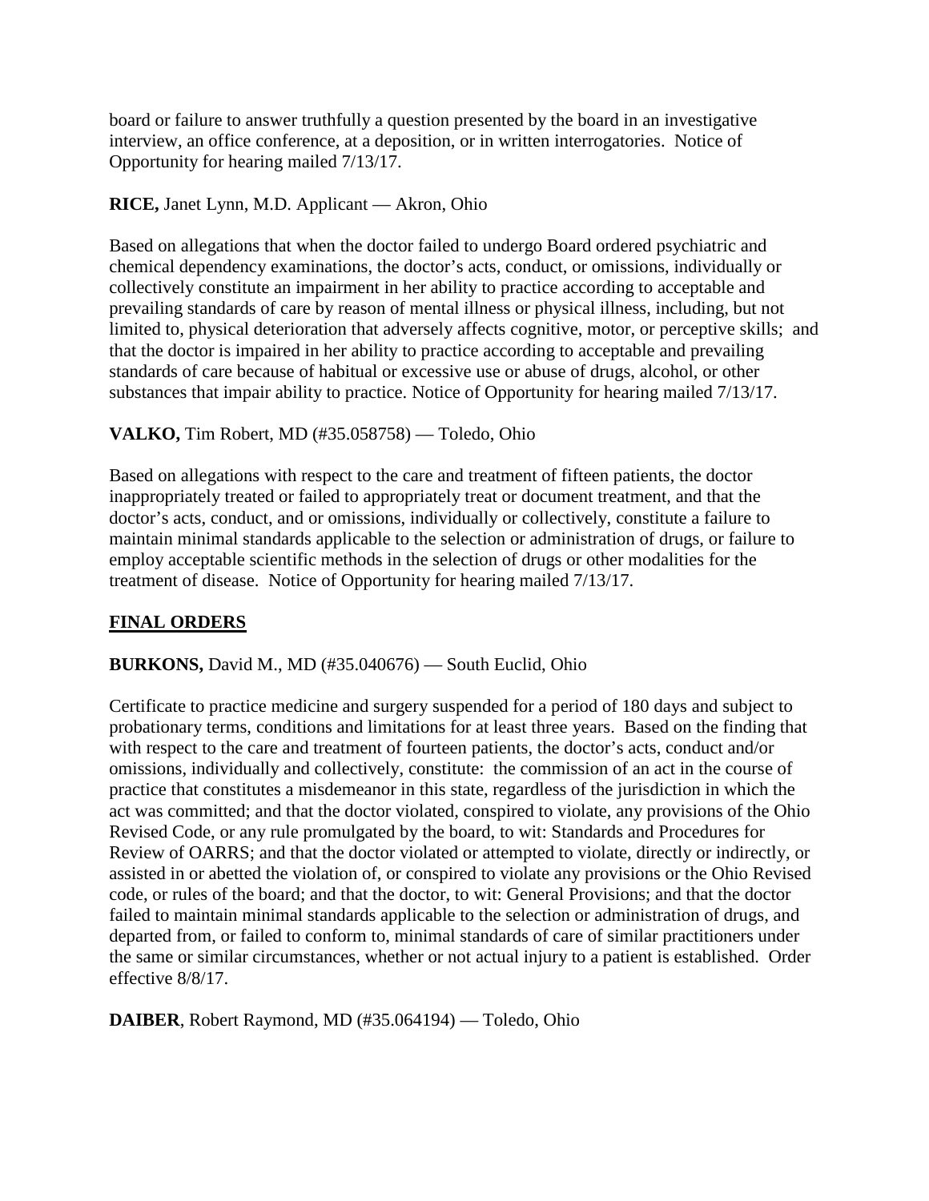board or failure to answer truthfully a question presented by the board in an investigative interview, an office conference, at a deposition, or in written interrogatories. Notice of Opportunity for hearing mailed 7/13/17.

**RICE,** Janet Lynn, M.D. Applicant — Akron, Ohio

Based on allegations that when the doctor failed to undergo Board ordered psychiatric and chemical dependency examinations, the doctor's acts, conduct, or omissions, individually or collectively constitute an impairment in her ability to practice according to acceptable and prevailing standards of care by reason of mental illness or physical illness, including, but not limited to, physical deterioration that adversely affects cognitive, motor, or perceptive skills; and that the doctor is impaired in her ability to practice according to acceptable and prevailing standards of care because of habitual or excessive use or abuse of drugs, alcohol, or other substances that impair ability to practice. Notice of Opportunity for hearing mailed 7/13/17.

**VALKO,** Tim Robert, MD (#35.058758) — Toledo, Ohio

Based on allegations with respect to the care and treatment of fifteen patients, the doctor inappropriately treated or failed to appropriately treat or document treatment, and that the doctor's acts, conduct, and or omissions, individually or collectively, constitute a failure to maintain minimal standards applicable to the selection or administration of drugs, or failure to employ acceptable scientific methods in the selection of drugs or other modalities for the treatment of disease. Notice of Opportunity for hearing mailed 7/13/17.

## FINAL ORDERS

**BURKONS,** David M., MD (#35.040676) — South Euclid, Ohio

Certificate to practice medicine and surgery suspended for a period of 180 days and subject to probationary terms, conditions and limitations for at least three years. Based on the finding that with respect to the care and treatment of fourteen patients, the doctor's acts, conduct and/or omissions, individually and collectively, constitute: the commission of an act in the course of practice that constitutes a misdemeanor in this state, regardless of the jurisdiction in which the act was committed; and that the doctor violated, conspired to violate, any provisions of the Ohio Revised Code, or any rule promulgated by the board, to wit: Standards and Procedures for Review of OARRS; and that the doctor violated or attempted to violate, directly or indirectly, or assisted in or abetted the violation of, or conspired to violate any provisions or the Ohio Revised code, or rules of the board; and that the doctor, to wit: General Provisions; and that the doctor failed to maintain minimal standards applicable to the selection or administration of drugs, and departed from, or failed to conform to, minimal standards of care of similar practitioners under the same or similar circumstances, whether or not actual injury to a patient is established. Order effective 8/8/17.

**DAIBER**, Robert Raymond, MD (#35.064194) — Toledo, Ohio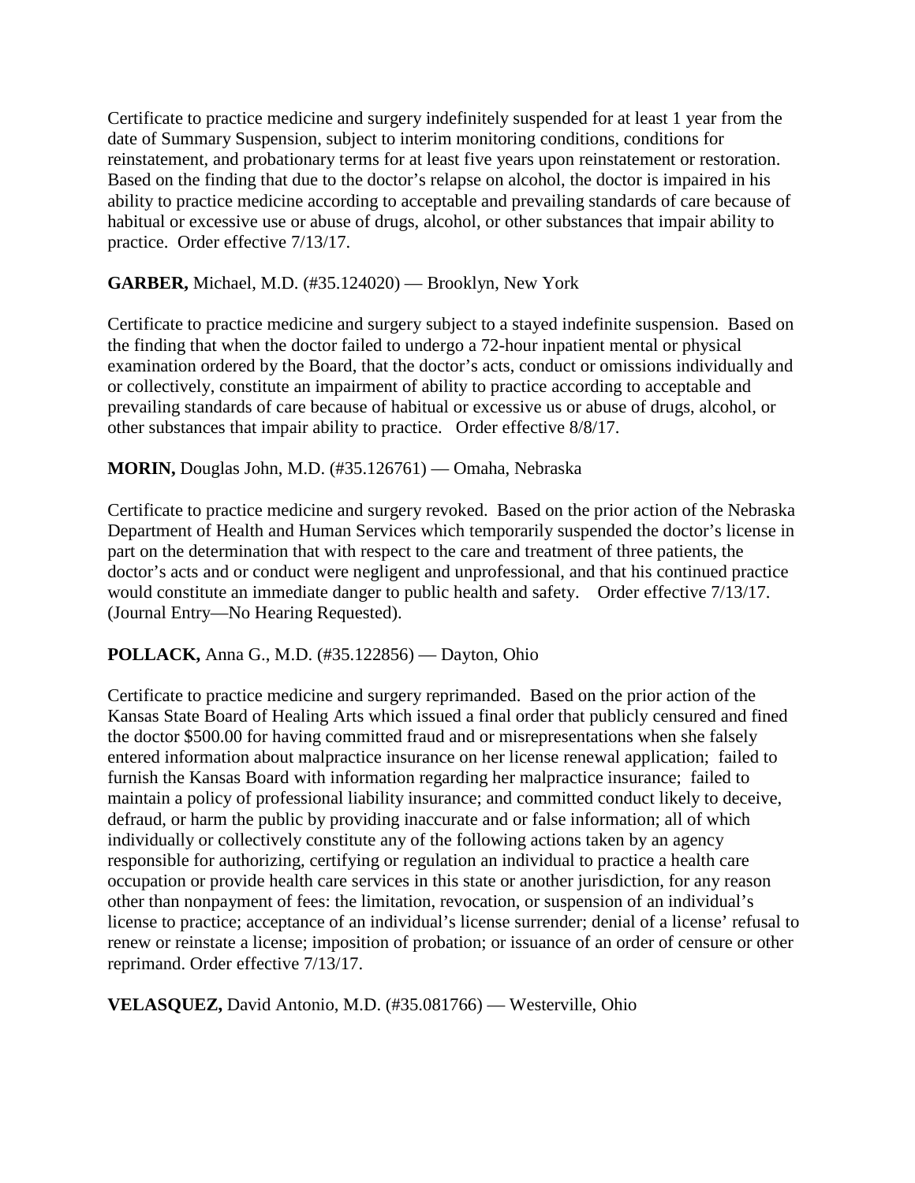Certificate to practice medicine and surgery indefinitely suspended for at least 1 year from the date of Summary Suspension, subject to interim monitoring conditions, conditions for reinstatement, and probationary terms for at least five years upon reinstatement or restoration. Based on the finding that due to the doctor's relapse on alcohol, the doctor is impaired in his ability to practice medicine according to acceptable and prevailing standards of care because of habitual or excessive use or abuse of drugs, alcohol, or other substances that impair ability to practice. Order effective 7/13/17.

**GARBER,** Michael, M.D. (#35.124020) — Brooklyn, New York

Certificate to practice medicine and surgery subject to a stayed indefinite suspension. Based on the finding that when the doctor failed to undergo a 72-hour inpatient mental or physical examination ordered by the Board, that the doctor's acts, conduct or omissions individually and or collectively, constitute an impairment of ability to practice according to acceptable and prevailing standards of care because of habitual or excessive us or abuse of drugs, alcohol, or other substances that impair ability to practice. Order effective 8/8/17.

**MORIN,** Douglas John, M.D. (#35.126761) — Omaha, Nebraska

Certificate to practice medicine and surgery revoked. Based on the prior action of the Nebraska Department of Health and Human Services which temporarily suspended the doctor's license in part on the determination that with respect to the care and treatment of three patients, the doctor's acts and or conduct were negligent and unprofessional, and that his continued practice would constitute an immediate danger to public health and safety. Order effective 7/13/17. (Journal Entry—No Hearing Requested).

**POLLACK,** Anna G., M.D. (#35.122856) — Dayton, Ohio

Certificate to practice medicine and surgery reprimanded. Based on the prior action of the Kansas State Board of Healing Arts which issued a final order that publicly censured and fined the doctor $500.00 for having committed fraud and or misrepresentations when she falsely entered information about malpractice insurance on her license renewal application; failed to furnish the Kansas Board with information regarding her malpractice insurance; failed to maintain a policy of professional liability insurance; and committed conduct likely to deceive, defraud, or harm the public by providing inaccurate and or false information; all of which individually or collectively constitute any of the following actions taken by an agency responsible for authorizing, certifying or regulation an individual to practice a health care occupation or provide health care services in this state or another jurisdiction, for any reason other than nonpayment of fees: the limitation, revocation, or suspension of an individual's license to practice; acceptance of an individual's license surrender; denial of a license' refusal to renew or reinstate a license; imposition of probation; or issuance of an order of censure or other reprimand. Order effective 7/13/17.

**VELASQUEZ,** David Antonio, M.D. (#35.081766) — Westerville, Ohio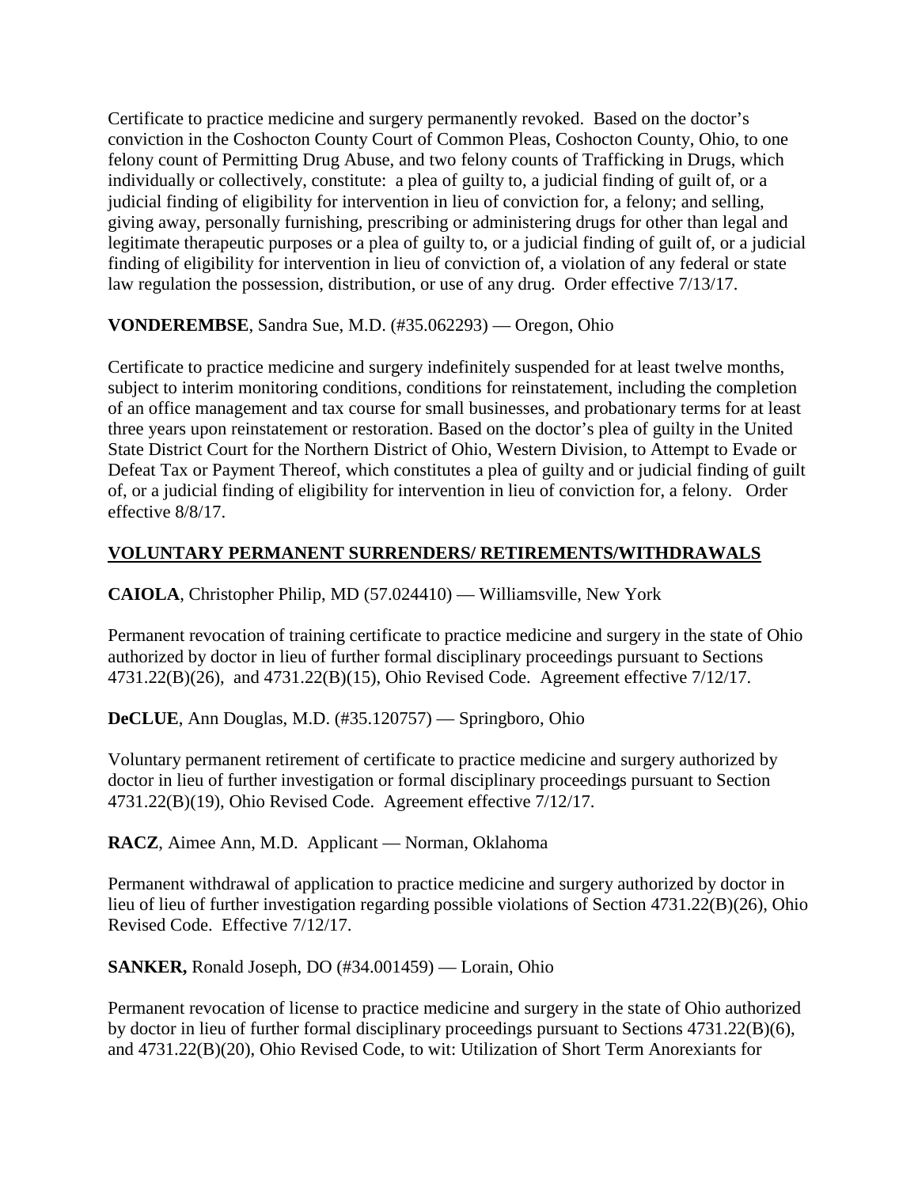Certificate to practice medicine and surgery permanently revoked. Based on the doctor's conviction in the Coshocton County Court of Common Pleas, Coshocton County, Ohio, to one felony count of Permitting Drug Abuse, and two felony counts of Trafficking in Drugs, which individually or collectively, constitute: a plea of guilty to, a judicial finding of guilt of, or a judicial finding of eligibility for intervention in lieu of conviction for, a felony; and selling, giving away, personally furnishing, prescribing or administering drugs for other than legal and legitimate therapeutic purposes or a plea of guilty to, or a judicial finding of guilt of, or a judicial finding of eligibility for intervention in lieu of conviction of, a violation of any federal or state law regulation the possession, distribution, or use of any drug. Order effective 7/13/17.

**VONDEREMBSE**, Sandra Sue, M.D. (#35.062293) — Oregon, Ohio

Certificate to practice medicine and surgery indefinitely suspended for at least twelve months, subject to interim monitoring conditions, conditions for reinstatement, including the completion of an office management and tax course for small businesses, and probationary terms for at least three years upon reinstatement or restoration. Based on the doctor's plea of guilty in the United State District Court for the Northern District of Ohio, Western Division, to Attempt to Evade or Defeat Tax or Payment Thereof, which constitutes a plea of guilty and or judicial finding of guilt of, or a judicial finding of eligibility for intervention in lieu of conviction for, a felony. Order effective 8/8/17.

## VOLUNTARY PERMANENT SURRENDERS/ RETIREMENTS/WITHDRAWALS

**CAIOLA**, Christopher Philip, MD (57.024410) — Williamsville, New York

Permanent revocation of training certificate to practice medicine and surgery in the state of Ohio authorized by doctor in lieu of further formal disciplinary proceedings pursuant to Sections 4731.22(B)(26), and 4731.22(B)(15), Ohio Revised Code. Agreement effective 7/12/17.

**DeCLUE**, Ann Douglas, M.D. (#35.120757) — Springboro, Ohio

Voluntary permanent retirement of certificate to practice medicine and surgery authorized by doctor in lieu of further investigation or formal disciplinary proceedings pursuant to Section 4731.22(B)(19), Ohio Revised Code. Agreement effective 7/12/17.

**RACZ**, Aimee Ann, M.D. Applicant — Norman, Oklahoma

Permanent withdrawal of application to practice medicine and surgery authorized by doctor in lieu of lieu of further investigation regarding possible violations of Section 4731.22(B)(26), Ohio Revised Code. Effective 7/12/17.

**SANKER,** Ronald Joseph, DO (#34.001459) — Lorain, Ohio

Permanent revocation of license to practice medicine and surgery in the state of Ohio authorized by doctor in lieu of further formal disciplinary proceedings pursuant to Sections 4731.22(B)(6), and 4731.22(B)(20), Ohio Revised Code, to wit: Utilization of Short Term Anorexiants for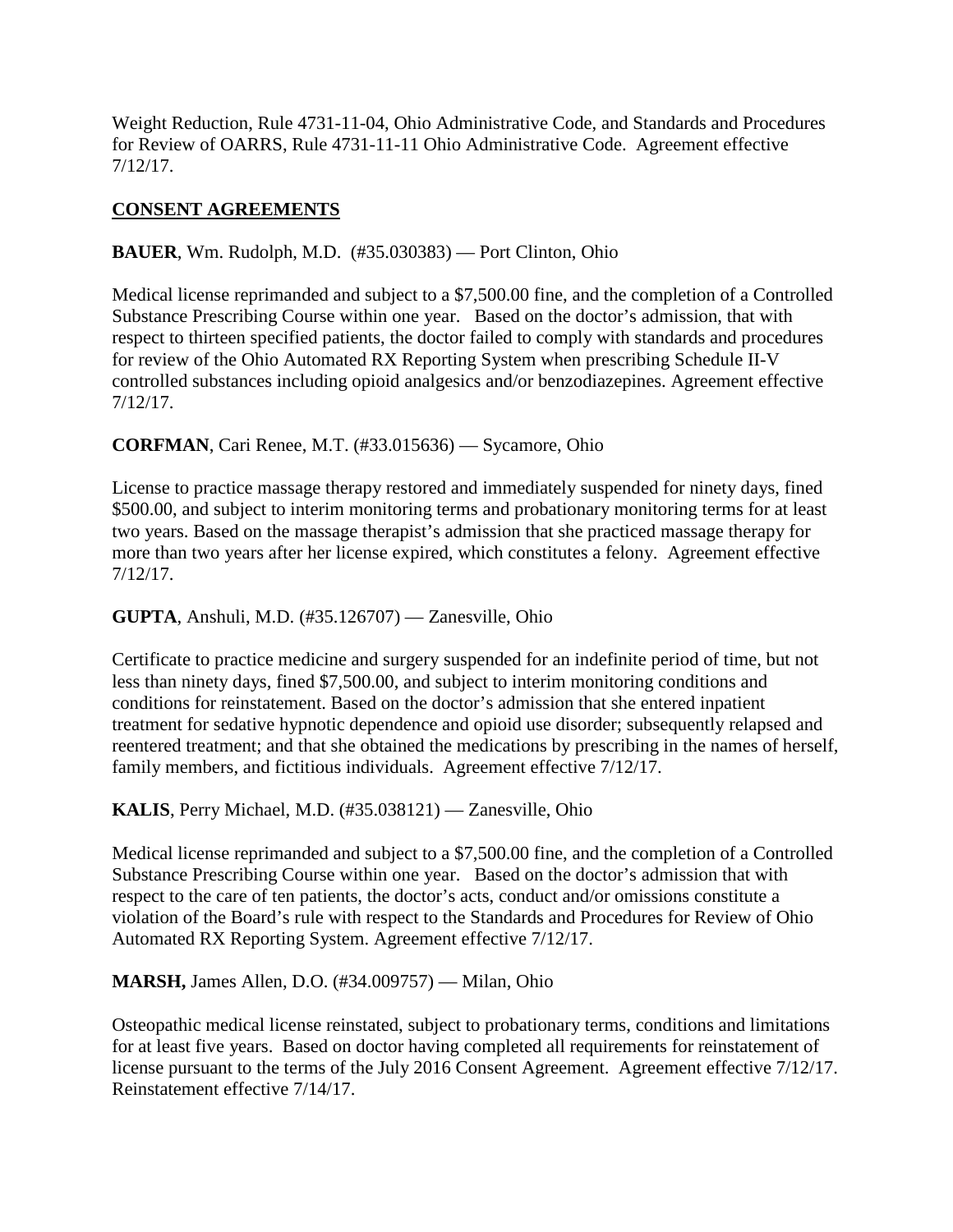Weight Reduction, Rule 4731-11-04, Ohio Administrative Code, and Standards and Procedures for Review of OARRS, Rule 4731-11-11 Ohio Administrative Code. Agreement effective 7/12/17.

## CONSENT AGREEMENTS

**BAUER**, Wm. Rudolph, M.D. (#35.030383) — Port Clinton, Ohio

Medical license reprimanded and subject to a $7,500.00 fine, and the completion of a Controlled Substance Prescribing Course within one year. Based on the doctor's admission, that with respect to thirteen specified patients, the doctor failed to comply with standards and procedures for review of the Ohio Automated RX Reporting System when prescribing Schedule II-V controlled substances including opioid analgesics and/or benzodiazepines. Agreement effective 7/12/17.

**CORFMAN**, Cari Renee, M.T. (#33.015636) — Sycamore, Ohio

License to practice massage therapy restored and immediately suspended for ninety days, fined $500.00, and subject to interim monitoring terms and probationary monitoring terms for at least two years. Based on the massage therapist's admission that she practiced massage therapy for more than two years after her license expired, which constitutes a felony. Agreement effective 7/12/17.

**GUPTA**, Anshuli, M.D. (#35.126707) — Zanesville, Ohio

Certificate to practice medicine and surgery suspended for an indefinite period of time, but not less than ninety days, fined $7,500.00, and subject to interim monitoring conditions and conditions for reinstatement. Based on the doctor's admission that she entered inpatient treatment for sedative hypnotic dependence and opioid use disorder; subsequently relapsed and reentered treatment; and that she obtained the medications by prescribing in the names of herself, family members, and fictitious individuals. Agreement effective 7/12/17.

**KALIS**, Perry Michael, M.D. (#35.038121) — Zanesville, Ohio

Medical license reprimanded and subject to a $7,500.00 fine, and the completion of a Controlled Substance Prescribing Course within one year. Based on the doctor's admission that with respect to the care of ten patients, the doctor's acts, conduct and/or omissions constitute a violation of the Board's rule with respect to the Standards and Procedures for Review of Ohio Automated RX Reporting System. Agreement effective 7/12/17.

**MARSH,** James Allen, D.O. (#34.009757) — Milan, Ohio

Osteopathic medical license reinstated, subject to probationary terms, conditions and limitations for at least five years. Based on doctor having completed all requirements for reinstatement of license pursuant to the terms of the July 2016 Consent Agreement. Agreement effective 7/12/17. Reinstatement effective 7/14/17.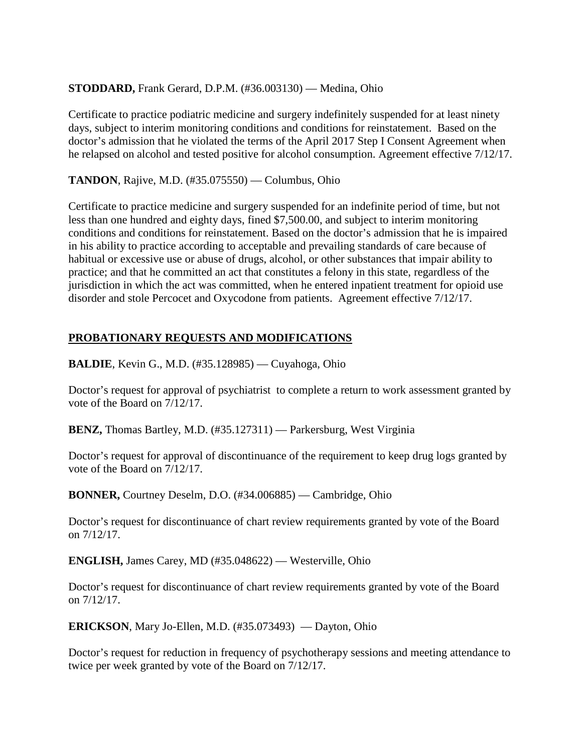**STODDARD,** Frank Gerard, D.P.M. (#36.003130) — Medina, Ohio

Certificate to practice podiatric medicine and surgery indefinitely suspended for at least ninety days, subject to interim monitoring conditions and conditions for reinstatement. Based on the doctor's admission that he violated the terms of the April 2017 Step I Consent Agreement when he relapsed on alcohol and tested positive for alcohol consumption. Agreement effective 7/12/17.

**TANDON**, Rajive, M.D. (#35.075550) — Columbus, Ohio

Certificate to practice medicine and surgery suspended for an indefinite period of time, but not less than one hundred and eighty days, fined $7,500.00, and subject to interim monitoring conditions and conditions for reinstatement. Based on the doctor's admission that he is impaired in his ability to practice according to acceptable and prevailing standards of care because of habitual or excessive use or abuse of drugs, alcohol, or other substances that impair ability to practice; and that he committed an act that constitutes a felony in this state, regardless of the jurisdiction in which the act was committed, when he entered inpatient treatment for opioid use disorder and stole Percocet and Oxycodone from patients. Agreement effective 7/12/17.

## PROBATIONARY REQUESTS AND MODIFICATIONS

**BALDIE**, Kevin G., M.D. (#35.128985) — Cuyahoga, Ohio

Doctor's request for approval of psychiatrist to complete a return to work assessment granted by vote of the Board on 7/12/17.

**BENZ,** Thomas Bartley, M.D. (#35.127311) — Parkersburg, West Virginia

Doctor's request for approval of discontinuance of the requirement to keep drug logs granted by vote of the Board on 7/12/17.

**BONNER,** Courtney Deselm, D.O. (#34.006885) — Cambridge, Ohio

Doctor's request for discontinuance of chart review requirements granted by vote of the Board on 7/12/17.

**ENGLISH,** James Carey, MD (#35.048622) — Westerville, Ohio

Doctor's request for discontinuance of chart review requirements granted by vote of the Board on 7/12/17.

**ERICKSON**, Mary Jo-Ellen, M.D. (#35.073493) — Dayton, Ohio

Doctor's request for reduction in frequency of psychotherapy sessions and meeting attendance to twice per week granted by vote of the Board on 7/12/17.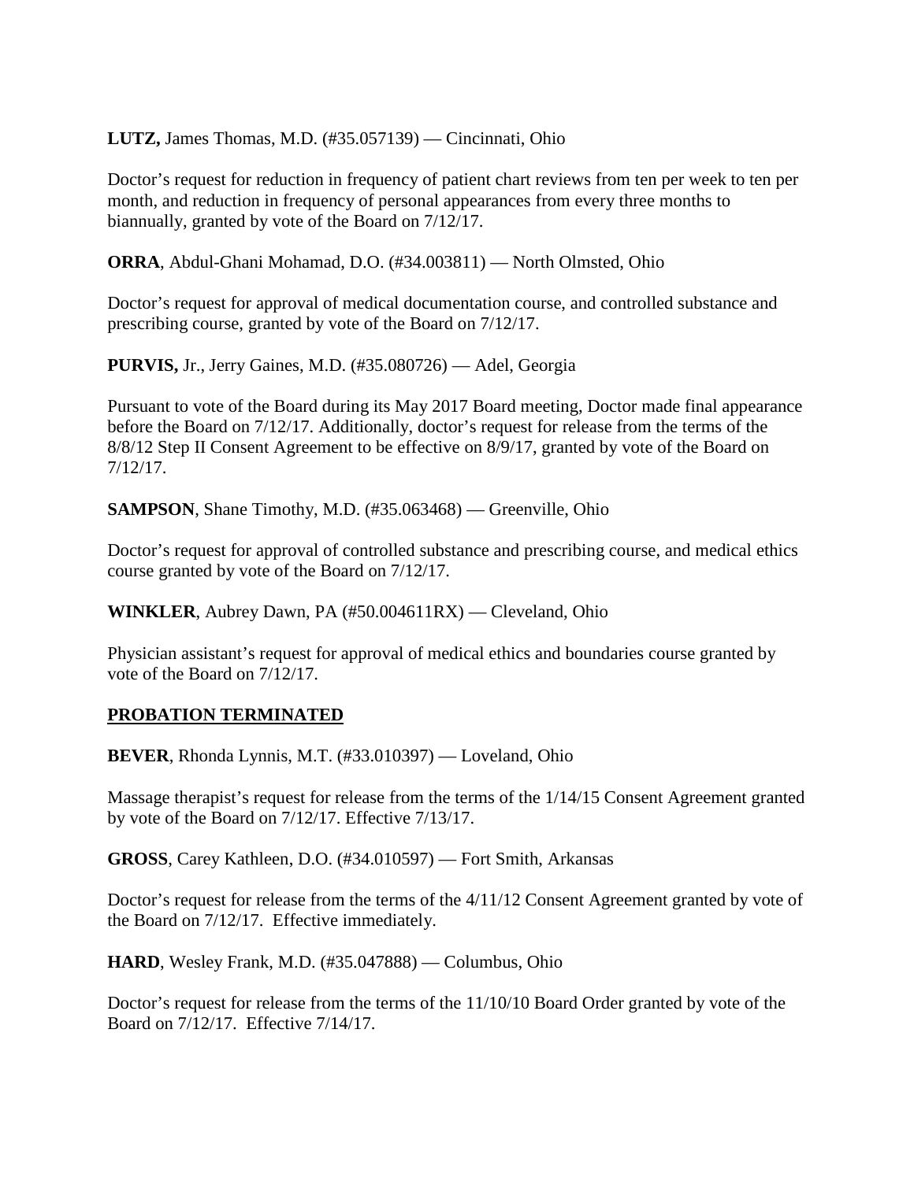**LUTZ,** James Thomas, M.D. (#35.057139) — Cincinnati, Ohio

Doctor's request for reduction in frequency of patient chart reviews from ten per week to ten per month, and reduction in frequency of personal appearances from every three months to biannually, granted by vote of the Board on 7/12/17.

**ORRA**, Abdul-Ghani Mohamad, D.O. (#34.003811) — North Olmsted, Ohio

Doctor's request for approval of medical documentation course, and controlled substance and prescribing course, granted by vote of the Board on 7/12/17.

**PURVIS,** Jr., Jerry Gaines, M.D. (#35.080726) — Adel, Georgia

Pursuant to vote of the Board during its May 2017 Board meeting, Doctor made final appearance before the Board on 7/12/17. Additionally, doctor's request for release from the terms of the 8/8/12 Step II Consent Agreement to be effective on 8/9/17, granted by vote of the Board on 7/12/17.

**SAMPSON**, Shane Timothy, M.D. (#35.063468) — Greenville, Ohio

Doctor's request for approval of controlled substance and prescribing course, and medical ethics course granted by vote of the Board on 7/12/17.

**WINKLER**, Aubrey Dawn, PA (#50.004611RX) — Cleveland, Ohio

Physician assistant's request for approval of medical ethics and boundaries course granted by vote of the Board on 7/12/17.

## PROBATION TERMINATED

**BEVER**, Rhonda Lynnis, M.T. (#33.010397) — Loveland, Ohio

Massage therapist's request for release from the terms of the 1/14/15 Consent Agreement granted by vote of the Board on 7/12/17. Effective 7/13/17.

**GROSS**, Carey Kathleen, D.O. (#34.010597) — Fort Smith, Arkansas

Doctor's request for release from the terms of the 4/11/12 Consent Agreement granted by vote of the Board on 7/12/17. Effective immediately.

**HARD**, Wesley Frank, M.D. (#35.047888) — Columbus, Ohio

Doctor's request for release from the terms of the 11/10/10 Board Order granted by vote of the Board on 7/12/17. Effective 7/14/17.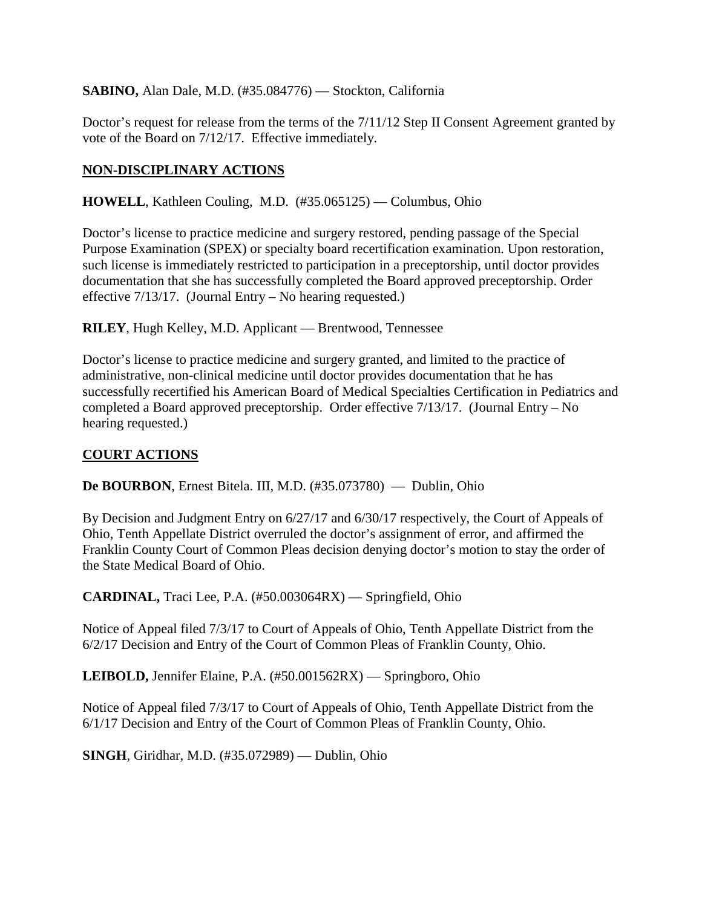**SABINO,** Alan Dale, M.D. (#35.084776) — Stockton, California

Doctor's request for release from the terms of the 7/11/12 Step II Consent Agreement granted by vote of the Board on 7/12/17. Effective immediately.

## NON-DISCIPLINARY ACTIONS

**HOWELL**, Kathleen Couling, M.D. (#35.065125) — Columbus, Ohio

Doctor's license to practice medicine and surgery restored, pending passage of the Special Purpose Examination (SPEX) or specialty board recertification examination. Upon restoration, such license is immediately restricted to participation in a preceptorship, until doctor provides documentation that she has successfully completed the Board approved preceptorship. Order effective 7/13/17. (Journal Entry – No hearing requested.)

**RILEY**, Hugh Kelley, M.D. Applicant — Brentwood, Tennessee

Doctor's license to practice medicine and surgery granted, and limited to the practice of administrative, non-clinical medicine until doctor provides documentation that he has successfully recertified his American Board of Medical Specialties Certification in Pediatrics and completed a Board approved preceptorship. Order effective 7/13/17. (Journal Entry – No hearing requested.)

## COURT ACTIONS

**De BOURBON**, Ernest Bitela. III, M.D. (#35.073780) — Dublin, Ohio

By Decision and Judgment Entry on 6/27/17 and 6/30/17 respectively, the Court of Appeals of Ohio, Tenth Appellate District overruled the doctor's assignment of error, and affirmed the Franklin County Court of Common Pleas decision denying doctor's motion to stay the order of the State Medical Board of Ohio.

**CARDINAL,** Traci Lee, P.A. (#50.003064RX) — Springfield, Ohio

Notice of Appeal filed 7/3/17 to Court of Appeals of Ohio, Tenth Appellate District from the 6/2/17 Decision and Entry of the Court of Common Pleas of Franklin County, Ohio.

**LEIBOLD,** Jennifer Elaine, P.A. (#50.001562RX) — Springboro, Ohio

Notice of Appeal filed 7/3/17 to Court of Appeals of Ohio, Tenth Appellate District from the 6/1/17 Decision and Entry of the Court of Common Pleas of Franklin County, Ohio.

**SINGH**, Giridhar, M.D. (#35.072989) — Dublin, Ohio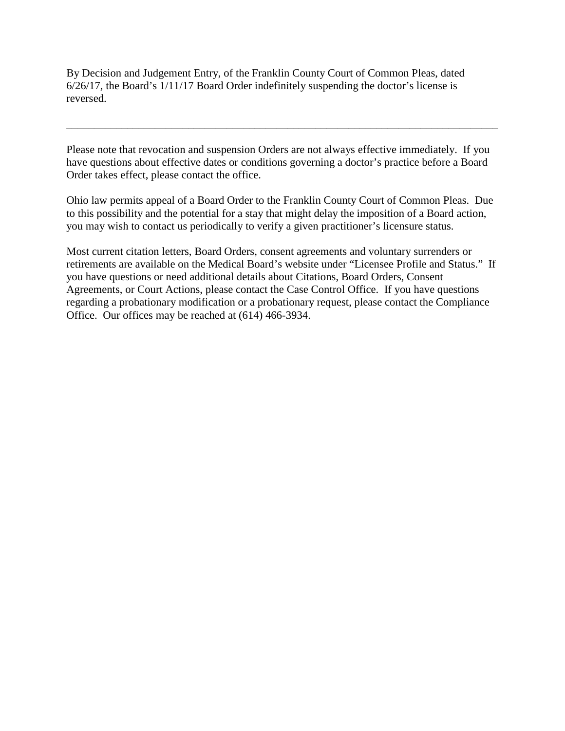By Decision and Judgement Entry, of the Franklin County Court of Common Pleas, dated 6/26/17, the Board's 1/11/17 Board Order indefinitely suspending the doctor's license is reversed.

---

Please note that revocation and suspension Orders are not always effective immediately. If you have questions about effective dates or conditions governing a doctor's practice before a Board Order takes effect, please contact the office.

Ohio law permits appeal of a Board Order to the Franklin County Court of Common Pleas. Due to this possibility and the potential for a stay that might delay the imposition of a Board action, you may wish to contact us periodically to verify a given practitioner's licensure status.

Most current citation letters, Board Orders, consent agreements and voluntary surrenders or retirements are available on the Medical Board's website under "Licensee Profile and Status." If you have questions or need additional details about Citations, Board Orders, Consent Agreements, or Court Actions, please contact the Case Control Office. If you have questions regarding a probationary modification or a probationary request, please contact the Compliance Office. Our offices may be reached at (614) 466-3934.